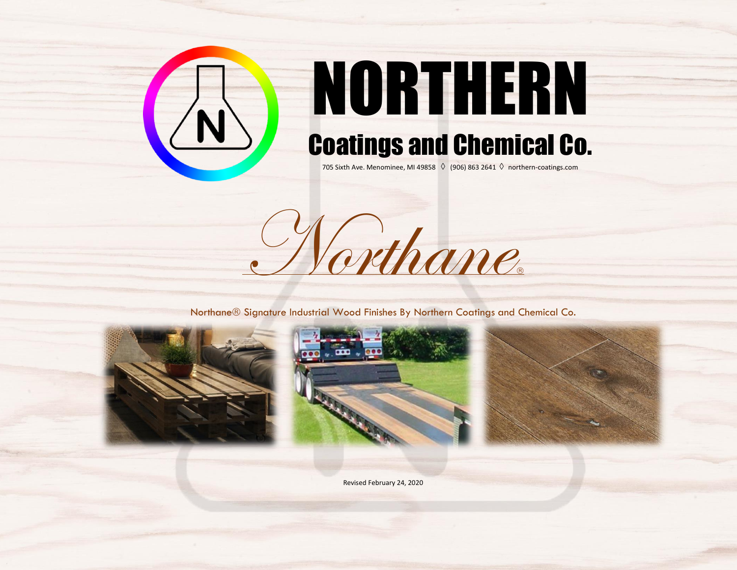# NORTHERN

## Coatings and Chemical Co.

705 Sixth Ave. Menominee, MI 49858 ◊ (906) 863 2641 ◊ northern-coatings.com

# *Northane®*

Northane® Signature Industrial Wood Finishes By Northern Coatings and Chemical Co.

Revised February 24, 2020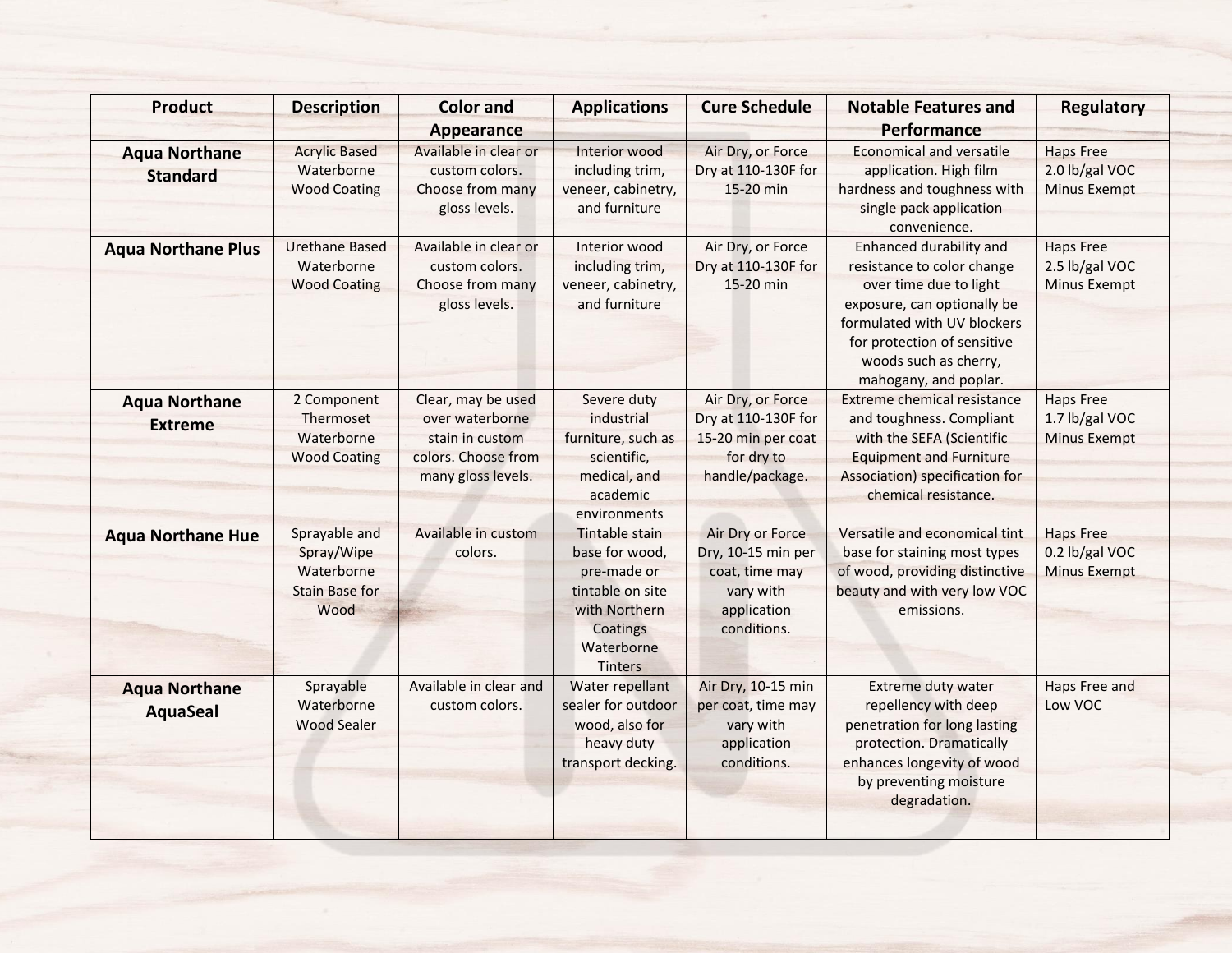| Product | Description | Color and Appearance | Applications | Cure Schedule | Notable Features and Performance | Regulatory |
|---|---|---|---|---|---|---|
| **Aqua Northane Standard** | Acrylic Based Waterborne Wood Coating | Available in clear or custom colors. Choose from many gloss levels. | Interior wood including trim, veneer, cabinetry, and furniture | Air Dry, or Force Dry at 110-130F for 15-20 min | Economical and versatile application. High film hardness and toughness with single pack application convenience. | Haps Free 2.0 lb/gal VOC Minus Exempt |
| **Aqua Northane Plus** | Urethane Based Waterborne Wood Coating | Available in clear or custom colors. Choose from many gloss levels. | Interior wood including trim, veneer, cabinetry, and furniture | Air Dry, or Force Dry at 110-130F for 15-20 min | Enhanced durability and resistance to color change over time due to light exposure, can optionally be formulated with UV blockers for protection of sensitive woods such as cherry, mahogany, and poplar. | Haps Free 2.5 lb/gal VOC Minus Exempt |
| **Aqua Northane Extreme** | 2 Component Thermoset Waterborne Wood Coating | Clear, may be used over waterborne stain in custom colors. Choose from many gloss levels. | Severe duty industrial furniture, such as scientific, medical, and academic environments | Air Dry, or Force Dry at 110-130F for 15-20 min per coat for dry to handle/package. | Extreme chemical resistance and toughness. Compliant with the SEFA (Scientific Equipment and Furniture Association) specification for chemical resistance. | Haps Free 1.7 lb/gal VOC Minus Exempt |
| **Aqua Northane Hue** | Sprayable and Spray/Wipe Waterborne Stain Base for Wood | Available in custom colors. | Tintable stain base for wood, pre-made or tintable on site with Northern Coatings Waterborne Tinters | Air Dry or Force Dry, 10-15 min per coat, time may vary with application conditions. | Versatile and economical tint base for staining most types of wood, providing distinctive beauty and with very low VOC emissions. | Haps Free 0.2 lb/gal VOC Minus Exempt |
| **Aqua Northane AquaSeal** | Sprayable Waterborne Wood Sealer | Available in clear and custom colors. | Water repellant sealer for outdoor wood, also for heavy duty transport decking. | Air Dry, 10-15 min per coat, time may vary with application conditions. | Extreme duty water repellency with deep penetration for long lasting protection. Dramatically enhances longevity of wood by preventing moisture degradation. | Haps Free and Low VOC |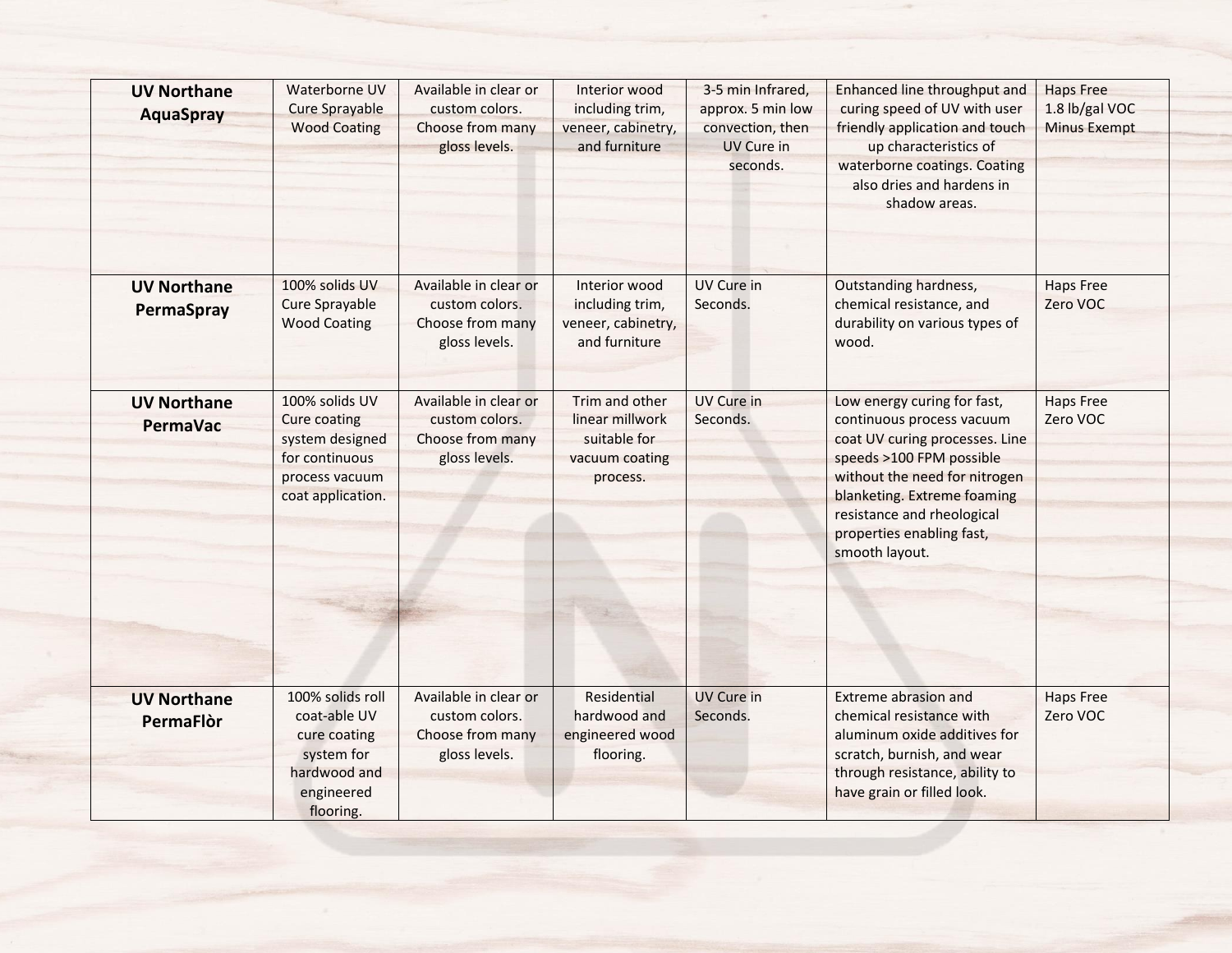| **UV Northane AquaSpray** | Waterborne UV Cure Sprayable Wood Coating | Available in clear or custom colors. Choose from many gloss levels. | Interior wood including trim, veneer, cabinetry, and furniture | 3-5 min Infrared, approx. 5 min low convection, then UV Cure in seconds. | Enhanced line throughput and curing speed of UV with user friendly application and touch up characteristics of waterborne coatings. Coating also dries and hardens in shadow areas. | Haps Free 1.8 lb/gal VOC Minus Exempt |
|---|---|---|---|---|---|---|
| **UV Northane PermaSpray** | 100% solids UV Cure Sprayable Wood Coating | Available in clear or custom colors. Choose from many gloss levels. | Interior wood including trim, veneer, cabinetry, and furniture | UV Cure in Seconds. | Outstanding hardness, chemical resistance, and durability on various types of wood. | Haps Free Zero VOC |
| **UV Northane PermaVac** | 100% solids UV Cure coating system designed for continuous process vacuum coat application. | Available in clear or custom colors. Choose from many gloss levels. | Trim and other linear millwork suitable for vacuum coating process. | UV Cure in Seconds. | Low energy curing for fast, continuous process vacuum coat UV curing processes. Line speeds >100 FPM possible without the need for nitrogen blanketing. Extreme foaming resistance and rheological properties enabling fast, smooth layout. | Haps Free Zero VOC |
| **UV Northane PermaFlòr** | 100% solids roll coat-able UV cure coating system for hardwood and engineered flooring. | Available in clear or custom colors. Choose from many gloss levels. | Residential hardwood and engineered wood flooring. | UV Cure in Seconds. | Extreme abrasion and chemical resistance with aluminum oxide additives for scratch, burnish, and wear through resistance, ability to have grain or filled look. | Haps Free Zero VOC |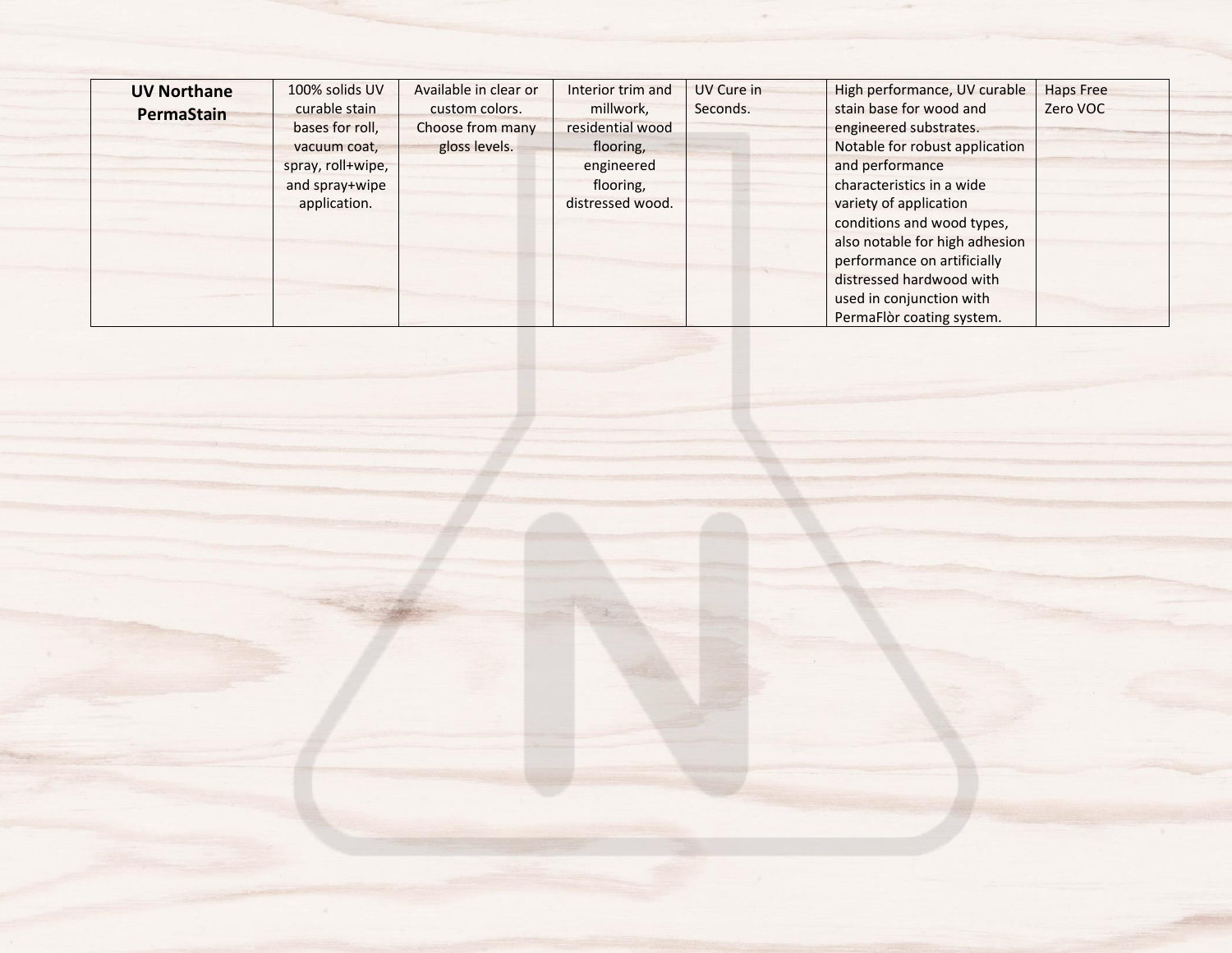| | | | | | | |
|---|---|---|---|---|---|---|
| **UV Northane PermaStain** | 100% solids UV curable stain bases for roll, vacuum coat, spray, roll+wipe, and spray+wipe application. | Available in clear or custom colors. Choose from many gloss levels. | Interior trim and millwork, residential wood flooring, engineered flooring, distressed wood. | UV Cure in Seconds. | High performance, UV curable stain base for wood and engineered substrates. Notable for robust application and performance characteristics in a wide variety of application conditions and wood types, also notable for high adhesion performance on artificially distressed hardwood with used in conjunction with PermaFlòr coating system. | Haps Free Zero VOC |